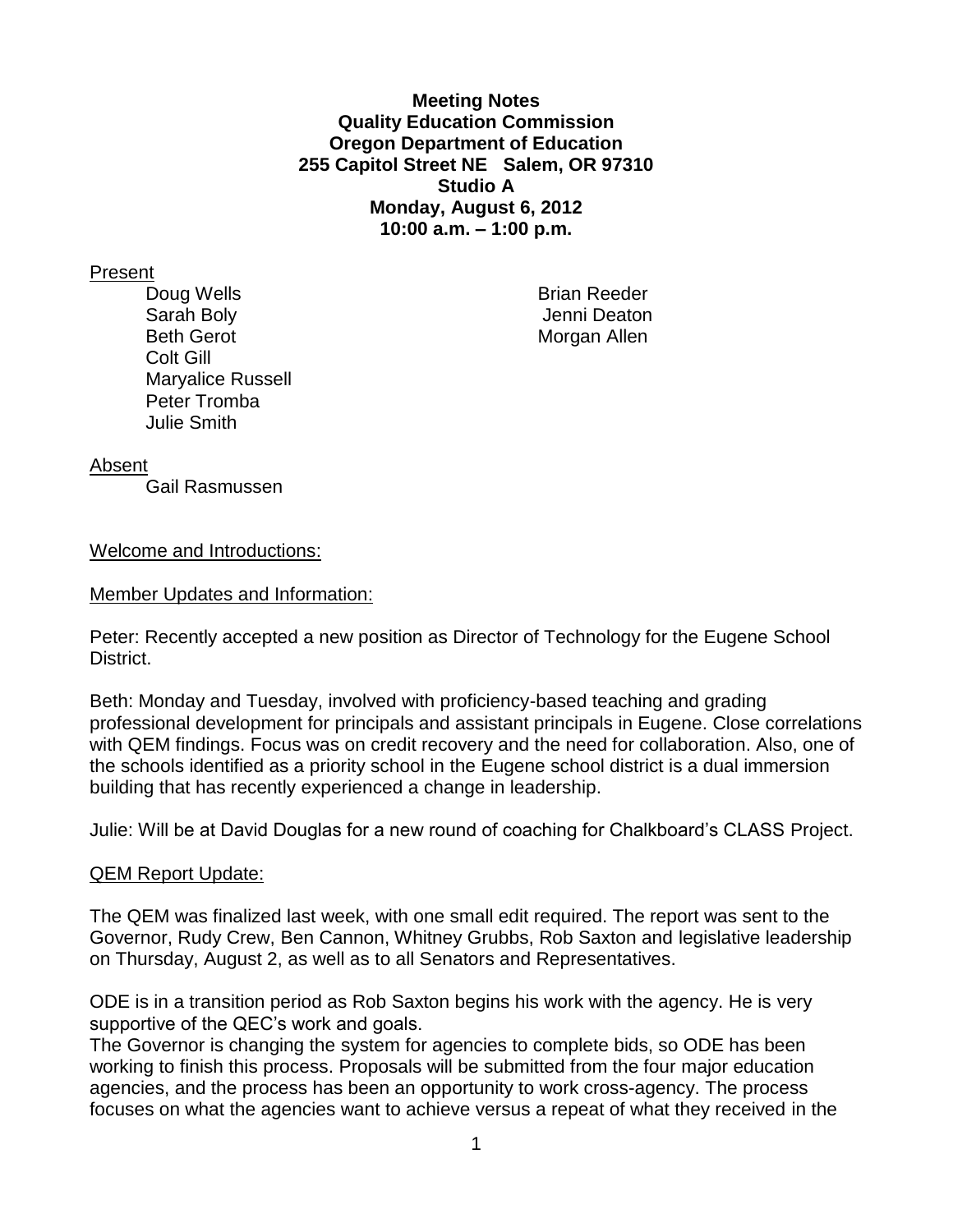**Meeting Notes**
**Quality Education Commission**
**Oregon Department of Education**
**255 Capitol Street NE Salem, OR 97310**
**Studio A**
**Monday, August 6, 2012**
**10:00 a.m. – 1:00 p.m.**

Present

- Doug Wells
- Sarah Boly
- Beth Gerot
- Colt Gill
- Maryalice Russell
- Peter Tromba
- Julie Smith
- Brian Reeder
- Jenni Deaton
- Morgan Allen

Absent

- Gail Rasmussen

Welcome and Introductions:

Member Updates and Information:

Peter: Recently accepted a new position as Director of Technology for the Eugene School District.

Beth: Monday and Tuesday, involved with proficiency-based teaching and grading professional development for principals and assistant principals in Eugene. Close correlations with QEM findings. Focus was on credit recovery and the need for collaboration. Also, one of the schools identified as a priority school in the Eugene school district is a dual immersion building that has recently experienced a change in leadership.

Julie: Will be at David Douglas for a new round of coaching for Chalkboard's CLASS Project.

QEM Report Update:

The QEM was finalized last week, with one small edit required. The report was sent to the Governor, Rudy Crew, Ben Cannon, Whitney Grubbs, Rob Saxton and legislative leadership on Thursday, August 2, as well as to all Senators and Representatives.

ODE is in a transition period as Rob Saxton begins his work with the agency. He is very supportive of the QEC's work and goals.

The Governor is changing the system for agencies to complete bids, so ODE has been working to finish this process. Proposals will be submitted from the four major education agencies, and the process has been an opportunity to work cross-agency. The process focuses on what the agencies want to achieve versus a repeat of what they received in the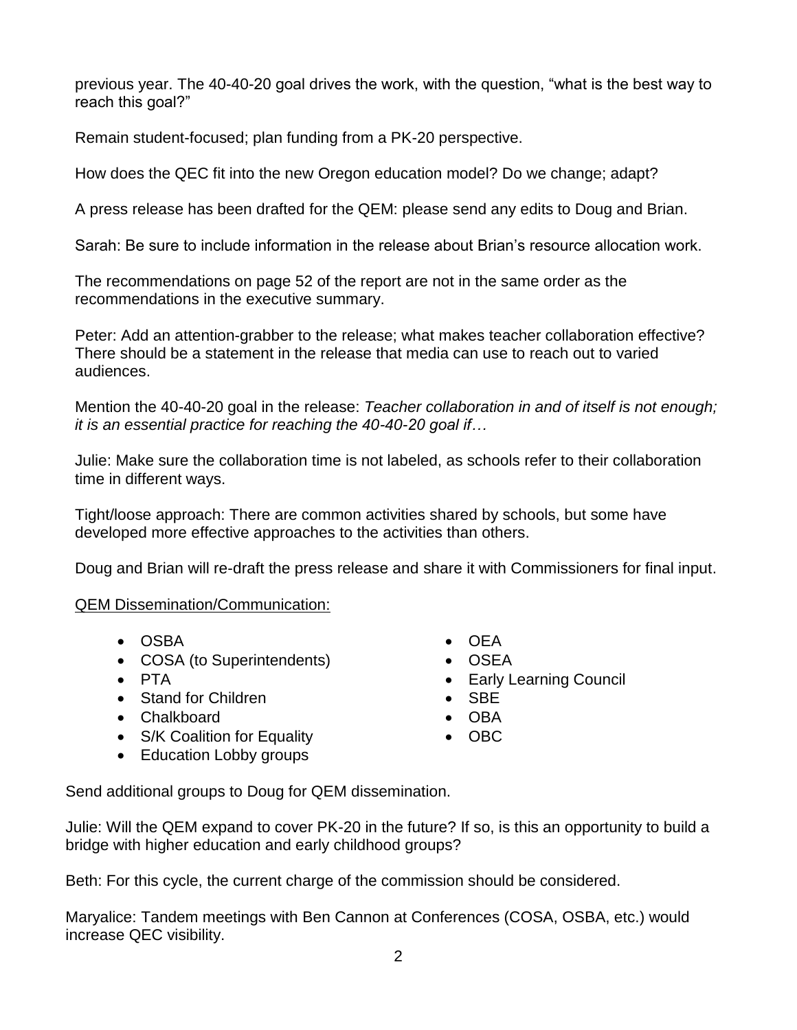previous year. The 40-40-20 goal drives the work, with the question, "what is the best way to reach this goal?"

Remain student-focused; plan funding from a PK-20 perspective.

How does the QEC fit into the new Oregon education model? Do we change; adapt?

A press release has been drafted for the QEM: please send any edits to Doug and Brian.

Sarah: Be sure to include information in the release about Brian's resource allocation work.

The recommendations on page 52 of the report are not in the same order as the recommendations in the executive summary.

Peter: Add an attention-grabber to the release; what makes teacher collaboration effective? There should be a statement in the release that media can use to reach out to varied audiences.

Mention the 40-40-20 goal in the release: *Teacher collaboration in and of itself is not enough; it is an essential practice for reaching the 40-40-20 goal if…*

Julie: Make sure the collaboration time is not labeled, as schools refer to their collaboration time in different ways.

Tight/loose approach: There are common activities shared by schools, but some have developed more effective approaches to the activities than others.

Doug and Brian will re-draft the press release and share it with Commissioners for final input.

<u>QEM Dissemination/Communication:</u>

- OSBA
- COSA (to Superintendents)
- PTA
- Stand for Children
- Chalkboard
- S/K Coalition for Equality
- Education Lobby groups
- OEA
- OSEA
- Early Learning Council
- SBE
- OBA
- OBC

Send additional groups to Doug for QEM dissemination.

Julie: Will the QEM expand to cover PK-20 in the future? If so, is this an opportunity to build a bridge with higher education and early childhood groups?

Beth: For this cycle, the current charge of the commission should be considered.

Maryalice: Tandem meetings with Ben Cannon at Conferences (COSA, OSBA, etc.) would increase QEC visibility.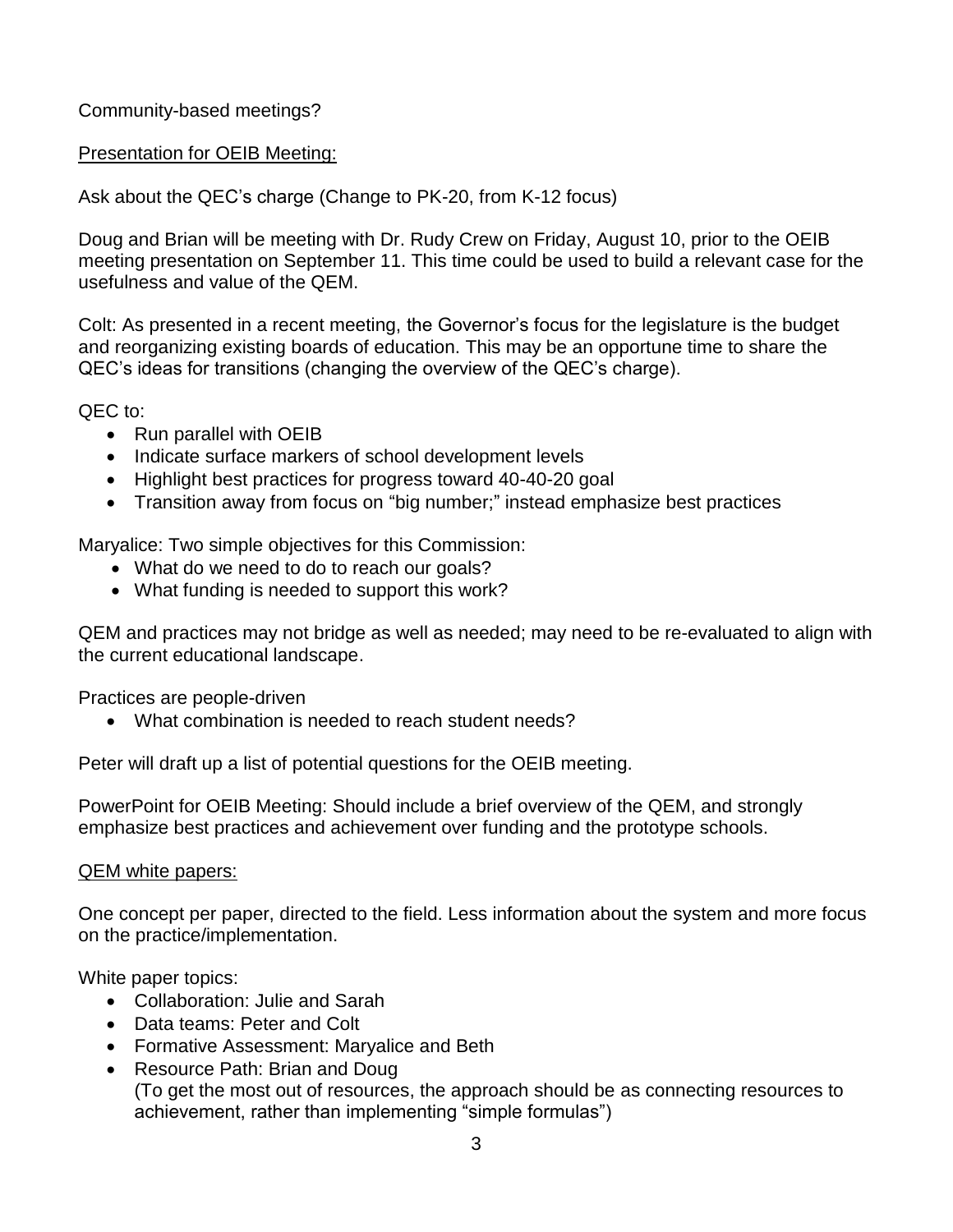Community-based meetings?

Presentation for OEIB Meeting:

Ask about the QEC's charge (Change to PK-20, from K-12 focus)

Doug and Brian will be meeting with Dr. Rudy Crew on Friday, August 10, prior to the OEIB meeting presentation on September 11. This time could be used to build a relevant case for the usefulness and value of the QEM.

Colt: As presented in a recent meeting, the Governor's focus for the legislature is the budget and reorganizing existing boards of education. This may be an opportune time to share the QEC's ideas for transitions (changing the overview of the QEC's charge).

QEC to:

- Run parallel with OEIB
- Indicate surface markers of school development levels
- Highlight best practices for progress toward 40-40-20 goal
- Transition away from focus on "big number;" instead emphasize best practices

Maryalice: Two simple objectives for this Commission:

- What do we need to do to reach our goals?
- What funding is needed to support this work?

QEM and practices may not bridge as well as needed; may need to be re-evaluated to align with the current educational landscape.

Practices are people-driven

- What combination is needed to reach student needs?

Peter will draft up a list of potential questions for the OEIB meeting.

PowerPoint for OEIB Meeting: Should include a brief overview of the QEM, and strongly emphasize best practices and achievement over funding and the prototype schools.

QEM white papers:

One concept per paper, directed to the field. Less information about the system and more focus on the practice/implementation.

White paper topics:

- Collaboration: Julie and Sarah
- Data teams: Peter and Colt
- Formative Assessment: Maryalice and Beth
- Resource Path: Brian and Doug
  (To get the most out of resources, the approach should be as connecting resources to achievement, rather than implementing "simple formulas")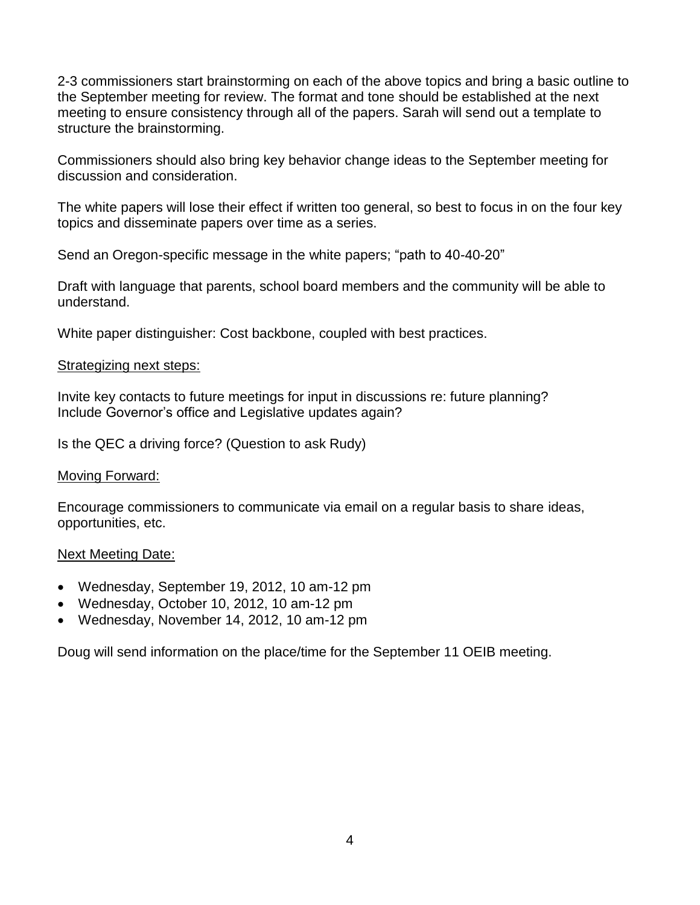2-3 commissioners start brainstorming on each of the above topics and bring a basic outline to the September meeting for review. The format and tone should be established at the next meeting to ensure consistency through all of the papers. Sarah will send out a template to structure the brainstorming.

Commissioners should also bring key behavior change ideas to the September meeting for discussion and consideration.

The white papers will lose their effect if written too general, so best to focus in on the four key topics and disseminate papers over time as a series.

Send an Oregon-specific message in the white papers; "path to 40-40-20"

Draft with language that parents, school board members and the community will be able to understand.

White paper distinguisher: Cost backbone, coupled with best practices.

<u>Strategizing next steps:</u>

Invite key contacts to future meetings for input in discussions re: future planning?
Include Governor's office and Legislative updates again?

Is the QEC a driving force? (Question to ask Rudy)

<u>Moving Forward:</u>

Encourage commissioners to communicate via email on a regular basis to share ideas, opportunities, etc.

<u>Next Meeting Date:</u>

- Wednesday, September 19, 2012, 10 am-12 pm
- Wednesday, October 10, 2012, 10 am-12 pm
- Wednesday, November 14, 2012, 10 am-12 pm

Doug will send information on the place/time for the September 11 OEIB meeting.